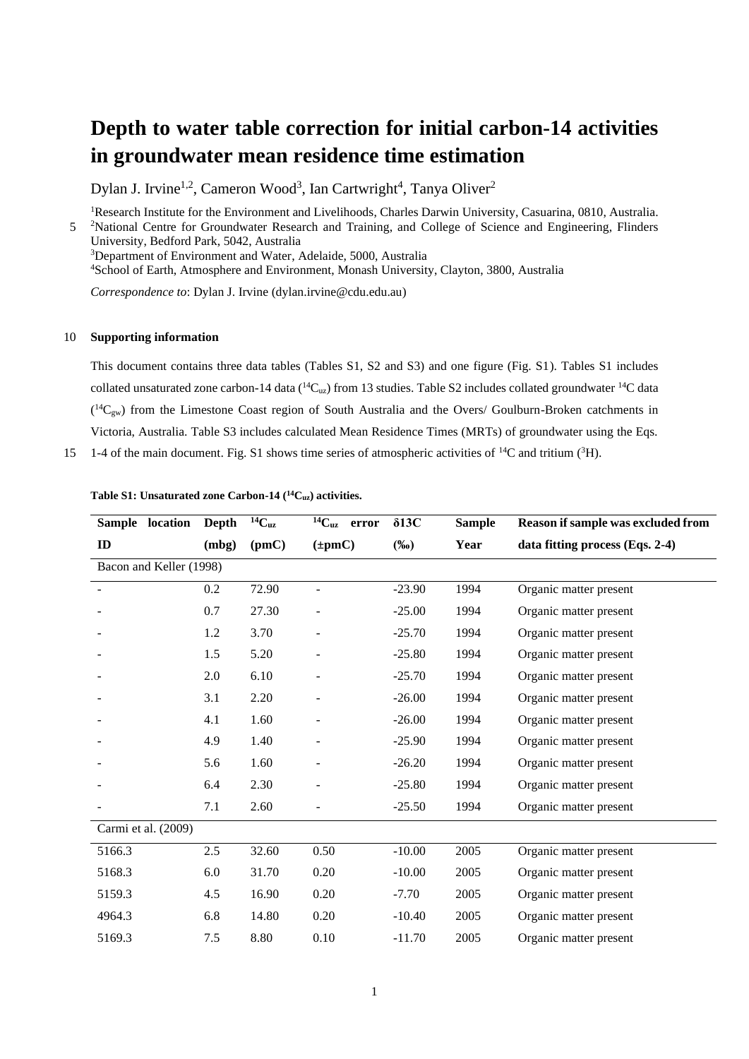# Depth to water table correction for initial carbon-14 activities in groundwater mean residence time estimation

Dylan J. Irvine[1,2], Cameron Wood[3], Ian Cartwright[4], Tanya Oliver[2]

[1]Research Institute for the Environment and Livelihoods, Charles Darwin University, Casuarina, 0810, Australia.
[2]National Centre for Groundwater Research and Training, and College of Science and Engineering, Flinders University, Bedford Park, 5042, Australia
[3]Department of Environment and Water, Adelaide, 5000, Australia
[4]School of Earth, Atmosphere and Environment, Monash University, Clayton, 3800, Australia

*Correspondence to*: Dylan J. Irvine (dylan.irvine@cdu.edu.au)

**Supporting information**

This document contains three data tables (Tables S1, S2 and S3) and one figure (Fig. S1). Tables S1 includes collated unsaturated zone carbon-14 data ($^{14}C_{uz}$) from 13 studies. Table S2 includes collated groundwater $^{14}C$ data ($^{14}C_{gw}$) from the Limestone Coast region of South Australia and the Overs/ Goulburn-Broken catchments in Victoria, Australia. Table S3 includes calculated Mean Residence Times (MRTs) of groundwater using the Eqs. 1-4 of the main document. Fig. S1 shows time series of atmospheric activities of $^{14}C$ and tritium ($^{3}H$).

**Table S1: Unsaturated zone Carbon-14 ($^{14}C_{uz}$) activities.**

| Sample location ID | Depth (mbg) | $^{14}C_{uz}$ (pmC) | $^{14}C_{uz}$ error (±pmC) | δ13C (‰) | Sample Year | Reason if sample was excluded from data fitting process (Eqs. 2-4) |
|---|---|---|---|---|---|---|
| Bacon and Keller (1998) | | | | | | |
| - | 0.2 | 72.90 | - | -23.90 | 1994 | Organic matter present |
| - | 0.7 | 27.30 | - | -25.00 | 1994 | Organic matter present |
| - | 1.2 | 3.70 | - | -25.70 | 1994 | Organic matter present |
| - | 1.5 | 5.20 | - | -25.80 | 1994 | Organic matter present |
| - | 2.0 | 6.10 | - | -25.70 | 1994 | Organic matter present |
| - | 3.1 | 2.20 | - | -26.00 | 1994 | Organic matter present |
| - | 4.1 | 1.60 | - | -26.00 | 1994 | Organic matter present |
| - | 4.9 | 1.40 | - | -25.90 | 1994 | Organic matter present |
| - | 5.6 | 1.60 | - | -26.20 | 1994 | Organic matter present |
| - | 6.4 | 2.30 | - | -25.80 | 1994 | Organic matter present |
| - | 7.1 | 2.60 | - | -25.50 | 1994 | Organic matter present |
| Carmi et al. (2009) | | | | | | |
| 5166.3 | 2.5 | 32.60 | 0.50 | -10.00 | 2005 | Organic matter present |
| 5168.3 | 6.0 | 31.70 | 0.20 | -10.00 | 2005 | Organic matter present |
| 5159.3 | 4.5 | 16.90 | 0.20 | -7.70 | 2005 | Organic matter present |
| 4964.3 | 6.8 | 14.80 | 0.20 | -10.40 | 2005 | Organic matter present |
| 5169.3 | 7.5 | 8.80 | 0.10 | -11.70 | 2005 | Organic matter present |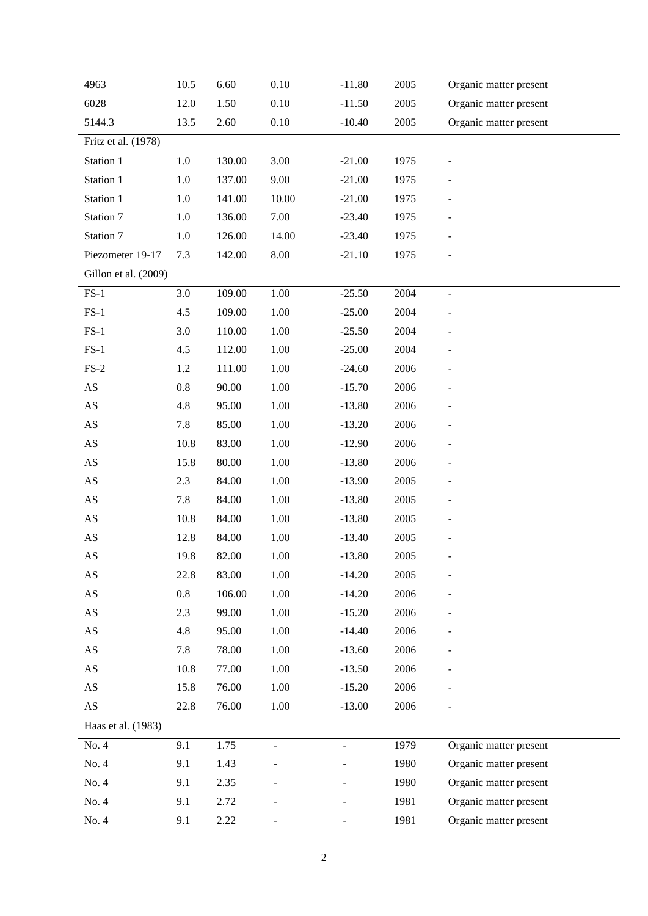| | | | | | | |
|---|---|---|---|---|---|---|
| 4963 | 10.5 | 6.60 | 0.10 | -11.80 | 2005 | Organic matter present |
| 6028 | 12.0 | 1.50 | 0.10 | -11.50 | 2005 | Organic matter present |
| 5144.3 | 13.5 | 2.60 | 0.10 | -10.40 | 2005 | Organic matter present |
| Fritz et al. (1978) | | | | | | |
| Station 1 | 1.0 | 130.00 | 3.00 | -21.00 | 1975 | - |
| Station 1 | 1.0 | 137.00 | 9.00 | -21.00 | 1975 | - |
| Station 1 | 1.0 | 141.00 | 10.00 | -21.00 | 1975 | - |
| Station 7 | 1.0 | 136.00 | 7.00 | -23.40 | 1975 | - |
| Station 7 | 1.0 | 126.00 | 14.00 | -23.40 | 1975 | - |
| Piezometer 19-17 | 7.3 | 142.00 | 8.00 | -21.10 | 1975 | - |
| Gillon et al. (2009) | | | | | | |
| FS-1 | 3.0 | 109.00 | 1.00 | -25.50 | 2004 | - |
| FS-1 | 4.5 | 109.00 | 1.00 | -25.00 | 2004 | - |
| FS-1 | 3.0 | 110.00 | 1.00 | -25.50 | 2004 | - |
| FS-1 | 4.5 | 112.00 | 1.00 | -25.00 | 2004 | - |
| FS-2 | 1.2 | 111.00 | 1.00 | -24.60 | 2006 | - |
| AS | 0.8 | 90.00 | 1.00 | -15.70 | 2006 | - |
| AS | 4.8 | 95.00 | 1.00 | -13.80 | 2006 | - |
| AS | 7.8 | 85.00 | 1.00 | -13.20 | 2006 | - |
| AS | 10.8 | 83.00 | 1.00 | -12.90 | 2006 | - |
| AS | 15.8 | 80.00 | 1.00 | -13.80 | 2006 | - |
| AS | 2.3 | 84.00 | 1.00 | -13.90 | 2005 | - |
| AS | 7.8 | 84.00 | 1.00 | -13.80 | 2005 | - |
| AS | 10.8 | 84.00 | 1.00 | -13.80 | 2005 | - |
| AS | 12.8 | 84.00 | 1.00 | -13.40 | 2005 | - |
| AS | 19.8 | 82.00 | 1.00 | -13.80 | 2005 | - |
| AS | 22.8 | 83.00 | 1.00 | -14.20 | 2005 | - |
| AS | 0.8 | 106.00 | 1.00 | -14.20 | 2006 | - |
| AS | 2.3 | 99.00 | 1.00 | -15.20 | 2006 | - |
| AS | 4.8 | 95.00 | 1.00 | -14.40 | 2006 | - |
| AS | 7.8 | 78.00 | 1.00 | -13.60 | 2006 | - |
| AS | 10.8 | 77.00 | 1.00 | -13.50 | 2006 | - |
| AS | 15.8 | 76.00 | 1.00 | -15.20 | 2006 | - |
| AS | 22.8 | 76.00 | 1.00 | -13.00 | 2006 | - |
| Haas et al. (1983) | | | | | | |
| No. 4 | 9.1 | 1.75 | - | - | 1979 | Organic matter present |
| No. 4 | 9.1 | 1.43 | - | - | 1980 | Organic matter present |
| No. 4 | 9.1 | 2.35 | - | - | 1980 | Organic matter present |
| No. 4 | 9.1 | 2.72 | - | - | 1981 | Organic matter present |
| No. 4 | 9.1 | 2.22 | - | - | 1981 | Organic matter present |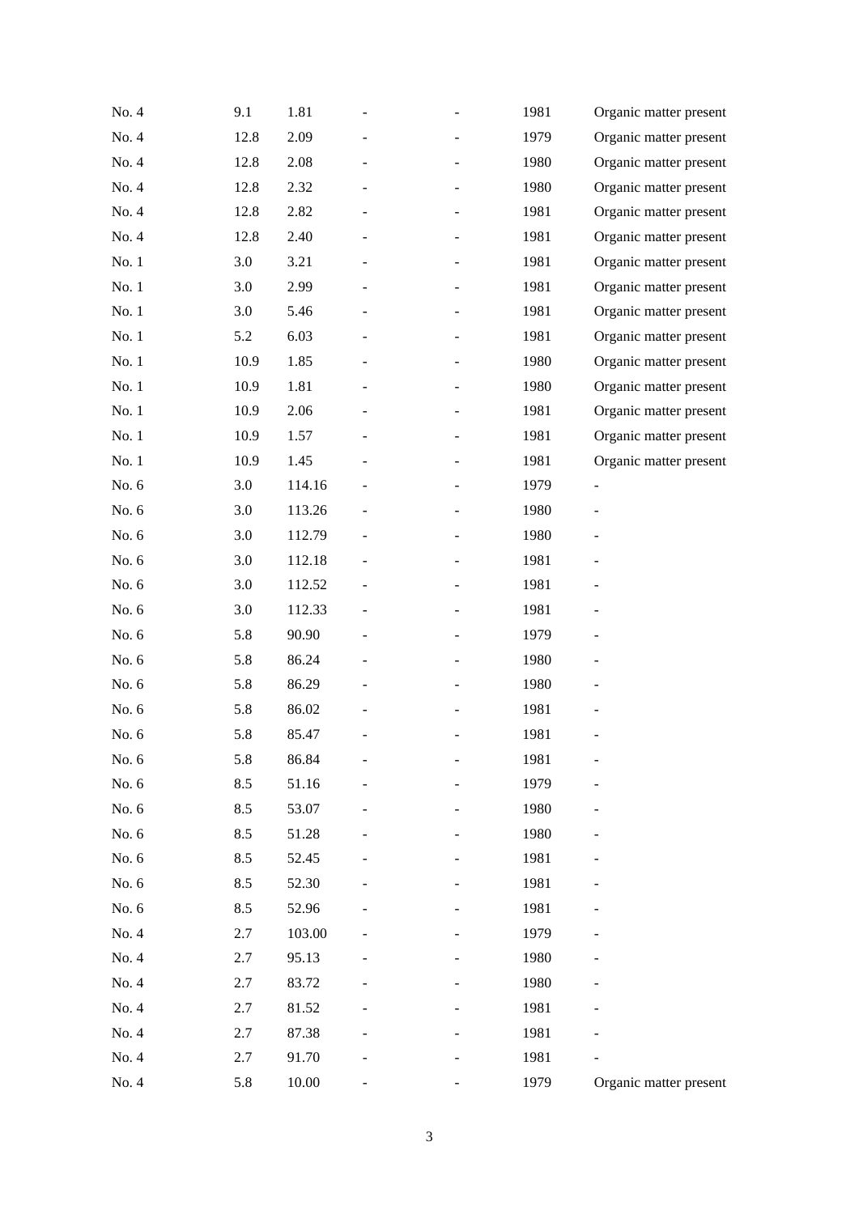| | | | | | | |
|---|---|---|---|---|---|---|
| No. 4 | 9.1 | 1.81 | - | - | 1981 | Organic matter present |
| No. 4 | 12.8 | 2.09 | - | - | 1979 | Organic matter present |
| No. 4 | 12.8 | 2.08 | - | - | 1980 | Organic matter present |
| No. 4 | 12.8 | 2.32 | - | - | 1980 | Organic matter present |
| No. 4 | 12.8 | 2.82 | - | - | 1981 | Organic matter present |
| No. 4 | 12.8 | 2.40 | - | - | 1981 | Organic matter present |
| No. 1 | 3.0 | 3.21 | - | - | 1981 | Organic matter present |
| No. 1 | 3.0 | 2.99 | - | - | 1981 | Organic matter present |
| No. 1 | 3.0 | 5.46 | - | - | 1981 | Organic matter present |
| No. 1 | 5.2 | 6.03 | - | - | 1981 | Organic matter present |
| No. 1 | 10.9 | 1.85 | - | - | 1980 | Organic matter present |
| No. 1 | 10.9 | 1.81 | - | - | 1980 | Organic matter present |
| No. 1 | 10.9 | 2.06 | - | - | 1981 | Organic matter present |
| No. 1 | 10.9 | 1.57 | - | - | 1981 | Organic matter present |
| No. 1 | 10.9 | 1.45 | - | - | 1981 | Organic matter present |
| No. 6 | 3.0 | 114.16 | - | - | 1979 | - |
| No. 6 | 3.0 | 113.26 | - | - | 1980 | - |
| No. 6 | 3.0 | 112.79 | - | - | 1980 | - |
| No. 6 | 3.0 | 112.18 | - | - | 1981 | - |
| No. 6 | 3.0 | 112.52 | - | - | 1981 | - |
| No. 6 | 3.0 | 112.33 | - | - | 1981 | - |
| No. 6 | 5.8 | 90.90 | - | - | 1979 | - |
| No. 6 | 5.8 | 86.24 | - | - | 1980 | - |
| No. 6 | 5.8 | 86.29 | - | - | 1980 | - |
| No. 6 | 5.8 | 86.02 | - | - | 1981 | - |
| No. 6 | 5.8 | 85.47 | - | - | 1981 | - |
| No. 6 | 5.8 | 86.84 | - | - | 1981 | - |
| No. 6 | 8.5 | 51.16 | - | - | 1979 | - |
| No. 6 | 8.5 | 53.07 | - | - | 1980 | - |
| No. 6 | 8.5 | 51.28 | - | - | 1980 | - |
| No. 6 | 8.5 | 52.45 | - | - | 1981 | - |
| No. 6 | 8.5 | 52.30 | - | - | 1981 | - |
| No. 6 | 8.5 | 52.96 | - | - | 1981 | - |
| No. 4 | 2.7 | 103.00 | - | - | 1979 | - |
| No. 4 | 2.7 | 95.13 | - | - | 1980 | - |
| No. 4 | 2.7 | 83.72 | - | - | 1980 | - |
| No. 4 | 2.7 | 81.52 | - | - | 1981 | - |
| No. 4 | 2.7 | 87.38 | - | - | 1981 | - |
| No. 4 | 2.7 | 91.70 | - | - | 1981 | - |
| No. 4 | 5.8 | 10.00 | - | - | 1979 | Organic matter present |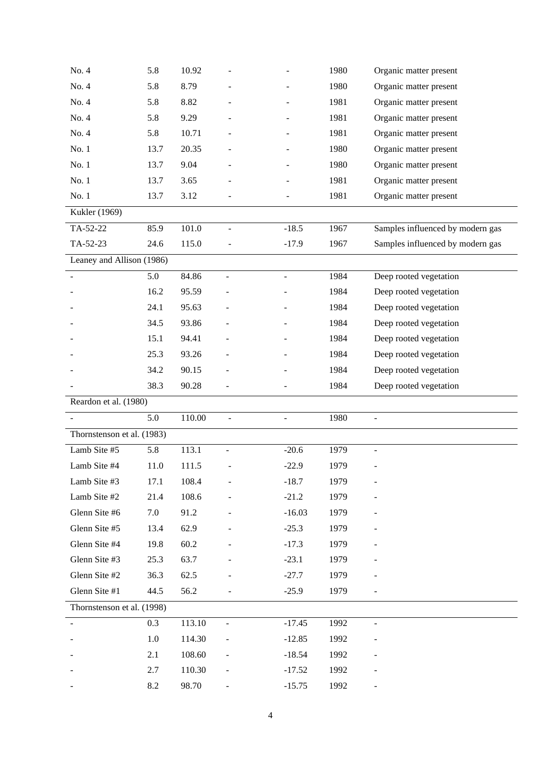| | | | | | | |
|---|---|---|---|---|---|---|
| No. 4 | 5.8 | 10.92 | - | - | 1980 | Organic matter present |
| No. 4 | 5.8 | 8.79 | - | - | 1980 | Organic matter present |
| No. 4 | 5.8 | 8.82 | - | - | 1981 | Organic matter present |
| No. 4 | 5.8 | 9.29 | - | - | 1981 | Organic matter present |
| No. 4 | 5.8 | 10.71 | - | - | 1981 | Organic matter present |
| No. 1 | 13.7 | 20.35 | - | - | 1980 | Organic matter present |
| No. 1 | 13.7 | 9.04 | - | - | 1980 | Organic matter present |
| No. 1 | 13.7 | 3.65 | - | - | 1981 | Organic matter present |
| No. 1 | 13.7 | 3.12 | - | - | 1981 | Organic matter present |
| Kukler (1969) | | | | | | |
| TA-52-22 | 85.9 | 101.0 | - | -18.5 | 1967 | Samples influenced by modern gas |
| TA-52-23 | 24.6 | 115.0 | - | -17.9 | 1967 | Samples influenced by modern gas |
| Leaney and Allison (1986) | | | | | | |
| - | 5.0 | 84.86 | - | - | 1984 | Deep rooted vegetation |
| - | 16.2 | 95.59 | - | - | 1984 | Deep rooted vegetation |
| - | 24.1 | 95.63 | - | - | 1984 | Deep rooted vegetation |
| - | 34.5 | 93.86 | - | - | 1984 | Deep rooted vegetation |
| - | 15.1 | 94.41 | - | - | 1984 | Deep rooted vegetation |
| - | 25.3 | 93.26 | - | - | 1984 | Deep rooted vegetation |
| - | 34.2 | 90.15 | - | - | 1984 | Deep rooted vegetation |
| - | 38.3 | 90.28 | - | - | 1984 | Deep rooted vegetation |
| Reardon et al. (1980) | | | | | | |
| - | 5.0 | 110.00 | - | - | 1980 | - |
| Thornstenson et al. (1983) | | | | | | |
| Lamb Site #5 | 5.8 | 113.1 | - | -20.6 | 1979 | - |
| Lamb Site #4 | 11.0 | 111.5 | - | -22.9 | 1979 | - |
| Lamb Site #3 | 17.1 | 108.4 | - | -18.7 | 1979 | - |
| Lamb Site #2 | 21.4 | 108.6 | - | -21.2 | 1979 | - |
| Glenn Site #6 | 7.0 | 91.2 | - | -16.03 | 1979 | - |
| Glenn Site #5 | 13.4 | 62.9 | - | -25.3 | 1979 | - |
| Glenn Site #4 | 19.8 | 60.2 | - | -17.3 | 1979 | - |
| Glenn Site #3 | 25.3 | 63.7 | - | -23.1 | 1979 | - |
| Glenn Site #2 | 36.3 | 62.5 | - | -27.7 | 1979 | - |
| Glenn Site #1 | 44.5 | 56.2 | - | -25.9 | 1979 | - |
| Thornstenson et al. (1998) | | | | | | |
| - | 0.3 | 113.10 | - | -17.45 | 1992 | - |
| - | 1.0 | 114.30 | - | -12.85 | 1992 | - |
| - | 2.1 | 108.60 | - | -18.54 | 1992 | - |
| - | 2.7 | 110.30 | - | -17.52 | 1992 | - |
| - | 8.2 | 98.70 | - | -15.75 | 1992 | - |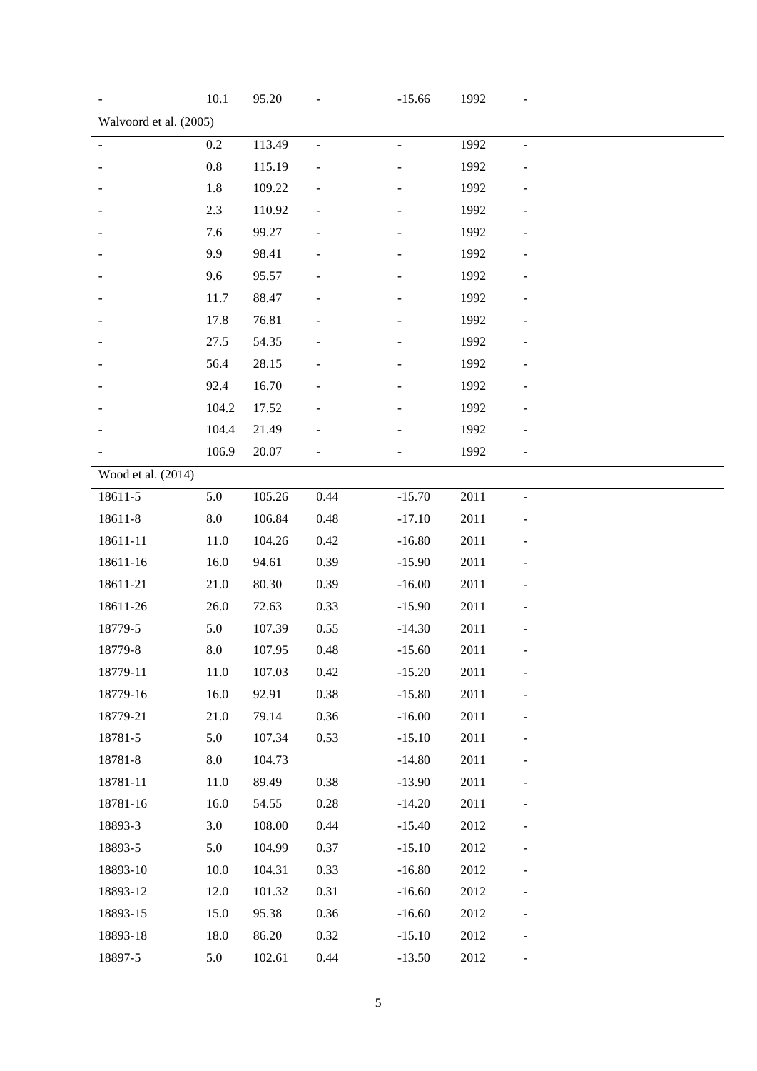| | | | | | | |
|---|---|---|---|---|---|---|
| - | 10.1 | 95.20 | - | -15.66 | 1992 | - |
| Walvoord et al. (2005) | | | | | | |
| - | 0.2 | 113.49 | - | - | 1992 | - |
| - | 0.8 | 115.19 | - | - | 1992 | - |
| - | 1.8 | 109.22 | - | - | 1992 | - |
| - | 2.3 | 110.92 | - | - | 1992 | - |
| - | 7.6 | 99.27 | - | - | 1992 | - |
| - | 9.9 | 98.41 | - | - | 1992 | - |
| - | 9.6 | 95.57 | - | - | 1992 | - |
| - | 11.7 | 88.47 | - | - | 1992 | - |
| - | 17.8 | 76.81 | - | - | 1992 | - |
| - | 27.5 | 54.35 | - | - | 1992 | - |
| - | 56.4 | 28.15 | - | - | 1992 | - |
| - | 92.4 | 16.70 | - | - | 1992 | - |
| - | 104.2 | 17.52 | - | - | 1992 | - |
| - | 104.4 | 21.49 | - | - | 1992 | - |
| - | 106.9 | 20.07 | - | - | 1992 | - |
| Wood et al. (2014) | | | | | | |
| 18611-5 | 5.0 | 105.26 | 0.44 | -15.70 | 2011 | - |
| 18611-8 | 8.0 | 106.84 | 0.48 | -17.10 | 2011 | - |
| 18611-11 | 11.0 | 104.26 | 0.42 | -16.80 | 2011 | - |
| 18611-16 | 16.0 | 94.61 | 0.39 | -15.90 | 2011 | - |
| 18611-21 | 21.0 | 80.30 | 0.39 | -16.00 | 2011 | - |
| 18611-26 | 26.0 | 72.63 | 0.33 | -15.90 | 2011 | - |
| 18779-5 | 5.0 | 107.39 | 0.55 | -14.30 | 2011 | - |
| 18779-8 | 8.0 | 107.95 | 0.48 | -15.60 | 2011 | - |
| 18779-11 | 11.0 | 107.03 | 0.42 | -15.20 | 2011 | - |
| 18779-16 | 16.0 | 92.91 | 0.38 | -15.80 | 2011 | - |
| 18779-21 | 21.0 | 79.14 | 0.36 | -16.00 | 2011 | - |
| 18781-5 | 5.0 | 107.34 | 0.53 | -15.10 | 2011 | - |
| 18781-8 | 8.0 | 104.73 | | -14.80 | 2011 | - |
| 18781-11 | 11.0 | 89.49 | 0.38 | -13.90 | 2011 | - |
| 18781-16 | 16.0 | 54.55 | 0.28 | -14.20 | 2011 | - |
| 18893-3 | 3.0 | 108.00 | 0.44 | -15.40 | 2012 | - |
| 18893-5 | 5.0 | 104.99 | 0.37 | -15.10 | 2012 | - |
| 18893-10 | 10.0 | 104.31 | 0.33 | -16.80 | 2012 | - |
| 18893-12 | 12.0 | 101.32 | 0.31 | -16.60 | 2012 | - |
| 18893-15 | 15.0 | 95.38 | 0.36 | -16.60 | 2012 | - |
| 18893-18 | 18.0 | 86.20 | 0.32 | -15.10 | 2012 | - |
| 18897-5 | 5.0 | 102.61 | 0.44 | -13.50 | 2012 | - |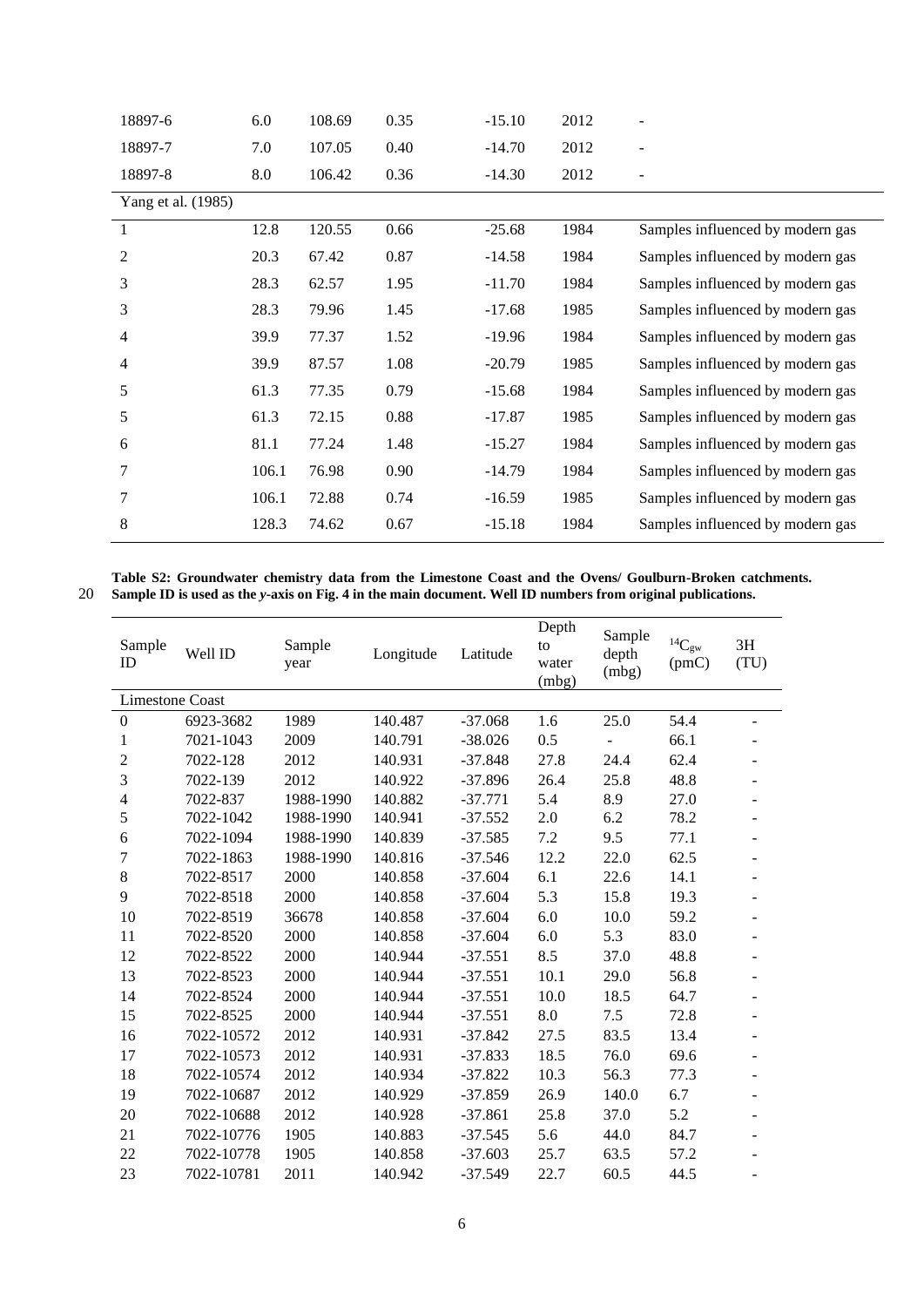| | | | | | | |
|---|---|---|---|---|---|---|
| 18897-6 | 6.0 | 108.69 | 0.35 | -15.10 | 2012 | - |
| 18897-7 | 7.0 | 107.05 | 0.40 | -14.70 | 2012 | - |
| 18897-8 | 8.0 | 106.42 | 0.36 | -14.30 | 2012 | - |
| Yang et al. (1985) | | | | | | |
| 1 | 12.8 | 120.55 | 0.66 | -25.68 | 1984 | Samples influenced by modern gas |
| 2 | 20.3 | 67.42 | 0.87 | -14.58 | 1984 | Samples influenced by modern gas |
| 3 | 28.3 | 62.57 | 1.95 | -11.70 | 1984 | Samples influenced by modern gas |
| 3 | 28.3 | 79.96 | 1.45 | -17.68 | 1985 | Samples influenced by modern gas |
| 4 | 39.9 | 77.37 | 1.52 | -19.96 | 1984 | Samples influenced by modern gas |
| 4 | 39.9 | 87.57 | 1.08 | -20.79 | 1985 | Samples influenced by modern gas |
| 5 | 61.3 | 77.35 | 0.79 | -15.68 | 1984 | Samples influenced by modern gas |
| 5 | 61.3 | 72.15 | 0.88 | -17.87 | 1985 | Samples influenced by modern gas |
| 6 | 81.1 | 77.24 | 1.48 | -15.27 | 1984 | Samples influenced by modern gas |
| 7 | 106.1 | 76.98 | 0.90 | -14.79 | 1984 | Samples influenced by modern gas |
| 7 | 106.1 | 72.88 | 0.74 | -16.59 | 1985 | Samples influenced by modern gas |
| 8 | 128.3 | 74.62 | 0.67 | -15.18 | 1984 | Samples influenced by modern gas |

**Table S2: Groundwater chemistry data from the Limestone Coast and the Ovens/ Goulburn-Broken catchments. Sample ID is used as the *y*-axis on Fig. 4 in the main document. Well ID numbers from original publications.**

| Sample ID | Well ID | Sample year | Longitude | Latitude | Depth to water (mbg) | Sample depth (mbg) | $^{14}C_{gw}$ (pmC) | 3H (TU) |
|---|---|---|---|---|---|---|---|---|
| Limestone Coast | | | | | | | | |
| 0 | 6923-3682 | 1989 | 140.487 | -37.068 | 1.6 | 25.0 | 54.4 | - |
| 1 | 7021-1043 | 2009 | 140.791 | -38.026 | 0.5 | - | 66.1 | - |
| 2 | 7022-128 | 2012 | 140.931 | -37.848 | 27.8 | 24.4 | 62.4 | - |
| 3 | 7022-139 | 2012 | 140.922 | -37.896 | 26.4 | 25.8 | 48.8 | - |
| 4 | 7022-837 | 1988-1990 | 140.882 | -37.771 | 5.4 | 8.9 | 27.0 | - |
| 5 | 7022-1042 | 1988-1990 | 140.941 | -37.552 | 2.0 | 6.2 | 78.2 | - |
| 6 | 7022-1094 | 1988-1990 | 140.839 | -37.585 | 7.2 | 9.5 | 77.1 | - |
| 7 | 7022-1863 | 1988-1990 | 140.816 | -37.546 | 12.2 | 22.0 | 62.5 | - |
| 8 | 7022-8517 | 2000 | 140.858 | -37.604 | 6.1 | 22.6 | 14.1 | - |
| 9 | 7022-8518 | 2000 | 140.858 | -37.604 | 5.3 | 15.8 | 19.3 | - |
| 10 | 7022-8519 | 36678 | 140.858 | -37.604 | 6.0 | 10.0 | 59.2 | - |
| 11 | 7022-8520 | 2000 | 140.858 | -37.604 | 6.0 | 5.3 | 83.0 | - |
| 12 | 7022-8522 | 2000 | 140.944 | -37.551 | 8.5 | 37.0 | 48.8 | - |
| 13 | 7022-8523 | 2000 | 140.944 | -37.551 | 10.1 | 29.0 | 56.8 | - |
| 14 | 7022-8524 | 2000 | 140.944 | -37.551 | 10.0 | 18.5 | 64.7 | - |
| 15 | 7022-8525 | 2000 | 140.944 | -37.551 | 8.0 | 7.5 | 72.8 | - |
| 16 | 7022-10572 | 2012 | 140.931 | -37.842 | 27.5 | 83.5 | 13.4 | - |
| 17 | 7022-10573 | 2012 | 140.931 | -37.833 | 18.5 | 76.0 | 69.6 | - |
| 18 | 7022-10574 | 2012 | 140.934 | -37.822 | 10.3 | 56.3 | 77.3 | - |
| 19 | 7022-10687 | 2012 | 140.929 | -37.859 | 26.9 | 140.0 | 6.7 | - |
| 20 | 7022-10688 | 2012 | 140.928 | -37.861 | 25.8 | 37.0 | 5.2 | - |
| 21 | 7022-10776 | 1905 | 140.883 | -37.545 | 5.6 | 44.0 | 84.7 | - |
| 22 | 7022-10778 | 1905 | 140.858 | -37.603 | 25.7 | 63.5 | 57.2 | - |
| 23 | 7022-10781 | 2011 | 140.942 | -37.549 | 22.7 | 60.5 | 44.5 | - |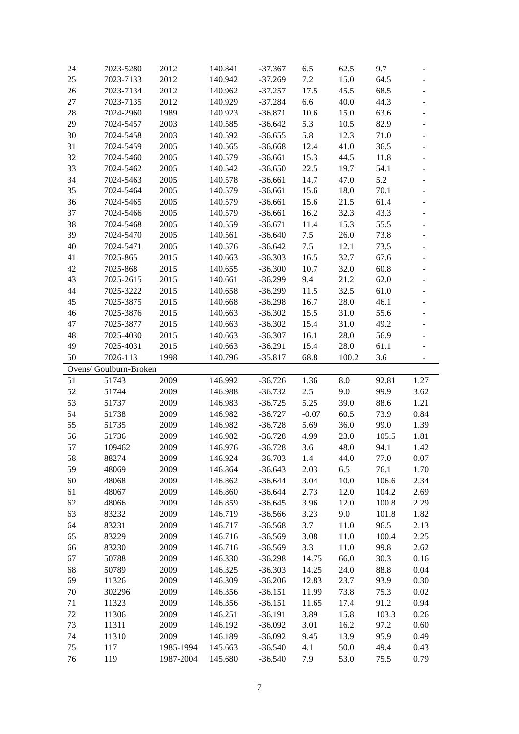| | | | | | | | | |
|---|---|---|---|---|---|---|---|---|
| 24 | 7023-5280 | 2012 | 140.841 | -37.367 | 6.5 | 62.5 | 9.7 | - |
| 25 | 7023-7133 | 2012 | 140.942 | -37.269 | 7.2 | 15.0 | 64.5 | - |
| 26 | 7023-7134 | 2012 | 140.962 | -37.257 | 17.5 | 45.5 | 68.5 | - |
| 27 | 7023-7135 | 2012 | 140.929 | -37.284 | 6.6 | 40.0 | 44.3 | - |
| 28 | 7024-2960 | 1989 | 140.923 | -36.871 | 10.6 | 15.0 | 63.6 | - |
| 29 | 7024-5457 | 2003 | 140.585 | -36.642 | 5.3 | 10.5 | 82.9 | - |
| 30 | 7024-5458 | 2003 | 140.592 | -36.655 | 5.8 | 12.3 | 71.0 | - |
| 31 | 7024-5459 | 2005 | 140.565 | -36.668 | 12.4 | 41.0 | 36.5 | - |
| 32 | 7024-5460 | 2005 | 140.579 | -36.661 | 15.3 | 44.5 | 11.8 | - |
| 33 | 7024-5462 | 2005 | 140.542 | -36.650 | 22.5 | 19.7 | 54.1 | - |
| 34 | 7024-5463 | 2005 | 140.578 | -36.661 | 14.7 | 47.0 | 5.2 | - |
| 35 | 7024-5464 | 2005 | 140.579 | -36.661 | 15.6 | 18.0 | 70.1 | - |
| 36 | 7024-5465 | 2005 | 140.579 | -36.661 | 15.6 | 21.5 | 61.4 | - |
| 37 | 7024-5466 | 2005 | 140.579 | -36.661 | 16.2 | 32.3 | 43.3 | - |
| 38 | 7024-5468 | 2005 | 140.559 | -36.671 | 11.4 | 15.3 | 55.5 | - |
| 39 | 7024-5470 | 2005 | 140.561 | -36.640 | 7.5 | 26.0 | 73.8 | - |
| 40 | 7024-5471 | 2005 | 140.576 | -36.642 | 7.5 | 12.1 | 73.5 | - |
| 41 | 7025-865 | 2015 | 140.663 | -36.303 | 16.5 | 32.7 | 67.6 | - |
| 42 | 7025-868 | 2015 | 140.655 | -36.300 | 10.7 | 32.0 | 60.8 | - |
| 43 | 7025-2615 | 2015 | 140.661 | -36.299 | 9.4 | 21.2 | 62.0 | - |
| 44 | 7025-3222 | 2015 | 140.658 | -36.299 | 11.5 | 32.5 | 61.0 | - |
| 45 | 7025-3875 | 2015 | 140.668 | -36.298 | 16.7 | 28.0 | 46.1 | - |
| 46 | 7025-3876 | 2015 | 140.663 | -36.302 | 15.5 | 31.0 | 55.6 | - |
| 47 | 7025-3877 | 2015 | 140.663 | -36.302 | 15.4 | 31.0 | 49.2 | - |
| 48 | 7025-4030 | 2015 | 140.663 | -36.307 | 16.1 | 28.0 | 56.9 | - |
| 49 | 7025-4031 | 2015 | 140.663 | -36.291 | 15.4 | 28.0 | 61.1 | - |
| 50 | 7026-113 | 1998 | 140.796 | -35.817 | 68.8 | 100.2 | 3.6 | - |
| Ovens/ Goulburn-Broken | | | | | | | | |
| 51 | 51743 | 2009 | 146.992 | -36.726 | 1.36 | 8.0 | 92.81 | 1.27 |
| 52 | 51744 | 2009 | 146.988 | -36.732 | 2.5 | 9.0 | 99.9 | 3.62 |
| 53 | 51737 | 2009 | 146.983 | -36.725 | 5.25 | 39.0 | 88.6 | 1.21 |
| 54 | 51738 | 2009 | 146.982 | -36.727 | -0.07 | 60.5 | 73.9 | 0.84 |
| 55 | 51735 | 2009 | 146.982 | -36.728 | 5.69 | 36.0 | 99.0 | 1.39 |
| 56 | 51736 | 2009 | 146.982 | -36.728 | 4.99 | 23.0 | 105.5 | 1.81 |
| 57 | 109462 | 2009 | 146.976 | -36.728 | 3.6 | 48.0 | 94.1 | 1.42 |
| 58 | 88274 | 2009 | 146.924 | -36.703 | 1.4 | 44.0 | 77.0 | 0.07 |
| 59 | 48069 | 2009 | 146.864 | -36.643 | 2.03 | 6.5 | 76.1 | 1.70 |
| 60 | 48068 | 2009 | 146.862 | -36.644 | 3.04 | 10.0 | 106.6 | 2.34 |
| 61 | 48067 | 2009 | 146.860 | -36.644 | 2.73 | 12.0 | 104.2 | 2.69 |
| 62 | 48066 | 2009 | 146.859 | -36.645 | 3.96 | 12.0 | 100.8 | 2.29 |
| 63 | 83232 | 2009 | 146.719 | -36.566 | 3.23 | 9.0 | 101.8 | 1.82 |
| 64 | 83231 | 2009 | 146.717 | -36.568 | 3.7 | 11.0 | 96.5 | 2.13 |
| 65 | 83229 | 2009 | 146.716 | -36.569 | 3.08 | 11.0 | 100.4 | 2.25 |
| 66 | 83230 | 2009 | 146.716 | -36.569 | 3.3 | 11.0 | 99.8 | 2.62 |
| 67 | 50788 | 2009 | 146.330 | -36.298 | 14.75 | 66.0 | 30.3 | 0.16 |
| 68 | 50789 | 2009 | 146.325 | -36.303 | 14.25 | 24.0 | 88.8 | 0.04 |
| 69 | 11326 | 2009 | 146.309 | -36.206 | 12.83 | 23.7 | 93.9 | 0.30 |
| 70 | 302296 | 2009 | 146.356 | -36.151 | 11.99 | 73.8 | 75.3 | 0.02 |
| 71 | 11323 | 2009 | 146.356 | -36.151 | 11.65 | 17.4 | 91.2 | 0.94 |
| 72 | 11306 | 2009 | 146.251 | -36.191 | 3.89 | 15.8 | 103.3 | 0.26 |
| 73 | 11311 | 2009 | 146.192 | -36.092 | 3.01 | 16.2 | 97.2 | 0.60 |
| 74 | 11310 | 2009 | 146.189 | -36.092 | 9.45 | 13.9 | 95.9 | 0.49 |
| 75 | 117 | 1985-1994 | 145.663 | -36.540 | 4.1 | 50.0 | 49.4 | 0.43 |
| 76 | 119 | 1987-2004 | 145.680 | -36.540 | 7.9 | 53.0 | 75.5 | 0.79 |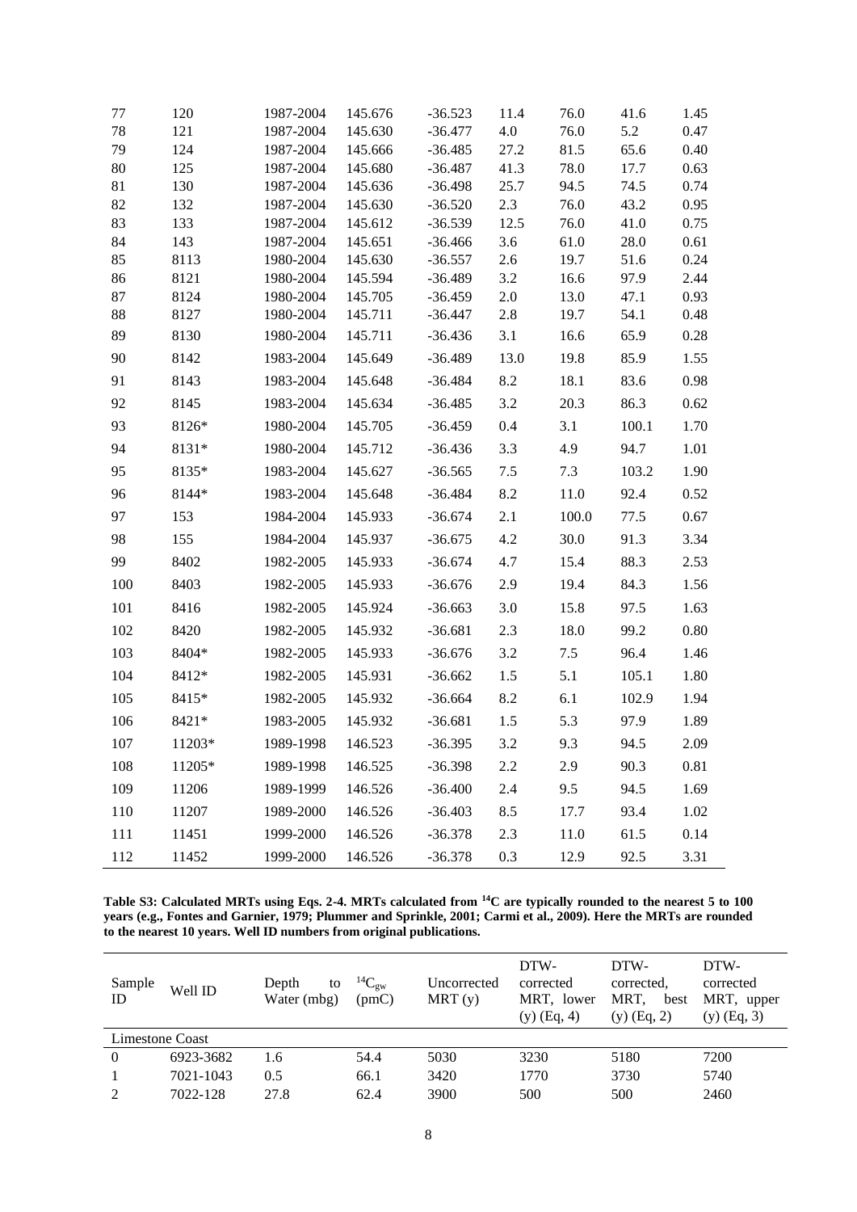| 77 | 120 | 1987-2004 | 145.676 | -36.523 | 11.4 | 76.0 | 41.6 | 1.45 |
|---|---|---|---|---|---|---|---|---|
| 78 | 121 | 1987-2004 | 145.630 | -36.477 | 4.0 | 76.0 | 5.2 | 0.47 |
| 79 | 124 | 1987-2004 | 145.666 | -36.485 | 27.2 | 81.5 | 65.6 | 0.40 |
| 80 | 125 | 1987-2004 | 145.680 | -36.487 | 41.3 | 78.0 | 17.7 | 0.63 |
| 81 | 130 | 1987-2004 | 145.636 | -36.498 | 25.7 | 94.5 | 74.5 | 0.74 |
| 82 | 132 | 1987-2004 | 145.630 | -36.520 | 2.3 | 76.0 | 43.2 | 0.95 |
| 83 | 133 | 1987-2004 | 145.612 | -36.539 | 12.5 | 76.0 | 41.0 | 0.75 |
| 84 | 143 | 1987-2004 | 145.651 | -36.466 | 3.6 | 61.0 | 28.0 | 0.61 |
| 85 | 8113 | 1980-2004 | 145.630 | -36.557 | 2.6 | 19.7 | 51.6 | 0.24 |
| 86 | 8121 | 1980-2004 | 145.594 | -36.489 | 3.2 | 16.6 | 97.9 | 2.44 |
| 87 | 8124 | 1980-2004 | 145.705 | -36.459 | 2.0 | 13.0 | 47.1 | 0.93 |
| 88 | 8127 | 1980-2004 | 145.711 | -36.447 | 2.8 | 19.7 | 54.1 | 0.48 |
| 89 | 8130 | 1980-2004 | 145.711 | -36.436 | 3.1 | 16.6 | 65.9 | 0.28 |
| 90 | 8142 | 1983-2004 | 145.649 | -36.489 | 13.0 | 19.8 | 85.9 | 1.55 |
| 91 | 8143 | 1983-2004 | 145.648 | -36.484 | 8.2 | 18.1 | 83.6 | 0.98 |
| 92 | 8145 | 1983-2004 | 145.634 | -36.485 | 3.2 | 20.3 | 86.3 | 0.62 |
| 93 | 8126* | 1980-2004 | 145.705 | -36.459 | 0.4 | 3.1 | 100.1 | 1.70 |
| 94 | 8131* | 1980-2004 | 145.712 | -36.436 | 3.3 | 4.9 | 94.7 | 1.01 |
| 95 | 8135* | 1983-2004 | 145.627 | -36.565 | 7.5 | 7.3 | 103.2 | 1.90 |
| 96 | 8144* | 1983-2004 | 145.648 | -36.484 | 8.2 | 11.0 | 92.4 | 0.52 |
| 97 | 153 | 1984-2004 | 145.933 | -36.674 | 2.1 | 100.0 | 77.5 | 0.67 |
| 98 | 155 | 1984-2004 | 145.937 | -36.675 | 4.2 | 30.0 | 91.3 | 3.34 |
| 99 | 8402 | 1982-2005 | 145.933 | -36.674 | 4.7 | 15.4 | 88.3 | 2.53 |
| 100 | 8403 | 1982-2005 | 145.933 | -36.676 | 2.9 | 19.4 | 84.3 | 1.56 |
| 101 | 8416 | 1982-2005 | 145.924 | -36.663 | 3.0 | 15.8 | 97.5 | 1.63 |
| 102 | 8420 | 1982-2005 | 145.932 | -36.681 | 2.3 | 18.0 | 99.2 | 0.80 |
| 103 | 8404* | 1982-2005 | 145.933 | -36.676 | 3.2 | 7.5 | 96.4 | 1.46 |
| 104 | 8412* | 1982-2005 | 145.931 | -36.662 | 1.5 | 5.1 | 105.1 | 1.80 |
| 105 | 8415* | 1982-2005 | 145.932 | -36.664 | 8.2 | 6.1 | 102.9 | 1.94 |
| 106 | 8421* | 1983-2005 | 145.932 | -36.681 | 1.5 | 5.3 | 97.9 | 1.89 |
| 107 | 11203* | 1989-1998 | 146.523 | -36.395 | 3.2 | 9.3 | 94.5 | 2.09 |
| 108 | 11205* | 1989-1998 | 146.525 | -36.398 | 2.2 | 2.9 | 90.3 | 0.81 |
| 109 | 11206 | 1989-1999 | 146.526 | -36.400 | 2.4 | 9.5 | 94.5 | 1.69 |
| 110 | 11207 | 1989-2000 | 146.526 | -36.403 | 8.5 | 17.7 | 93.4 | 1.02 |
| 111 | 11451 | 1999-2000 | 146.526 | -36.378 | 2.3 | 11.0 | 61.5 | 0.14 |
| 112 | 11452 | 1999-2000 | 146.526 | -36.378 | 0.3 | 12.9 | 92.5 | 3.31 |

**Table S3: Calculated MRTs using Eqs. 2-4. MRTs calculated from $^{14}C$ are typically rounded to the nearest 5 to 100 years (e.g., Fontes and Garnier, 1979; Plummer and Sprinkle, 2001; Carmi et al., 2009). Here the MRTs are rounded to the nearest 10 years. Well ID numbers from original publications.**

| Sample ID | Well ID | Depth to Water (mbg) | $^{14}C_{gw}$ (pmC) | Uncorrected MRT (y) | DTW-corrected MRT, lower (y) (Eq, 4) | DTW-corrected, MRT, best (y) (Eq, 2) | DTW-corrected MRT, upper (y) (Eq, 3) |
|---|---|---|---|---|---|---|---|
| Limestone Coast | | | | | | | |
| 0 | 6923-3682 | 1.6 | 54.4 | 5030 | 3230 | 5180 | 7200 |
| 1 | 7021-1043 | 0.5 | 66.1 | 3420 | 1770 | 3730 | 5740 |
| 2 | 7022-128 | 27.8 | 62.4 | 3900 | 500 | 500 | 2460 |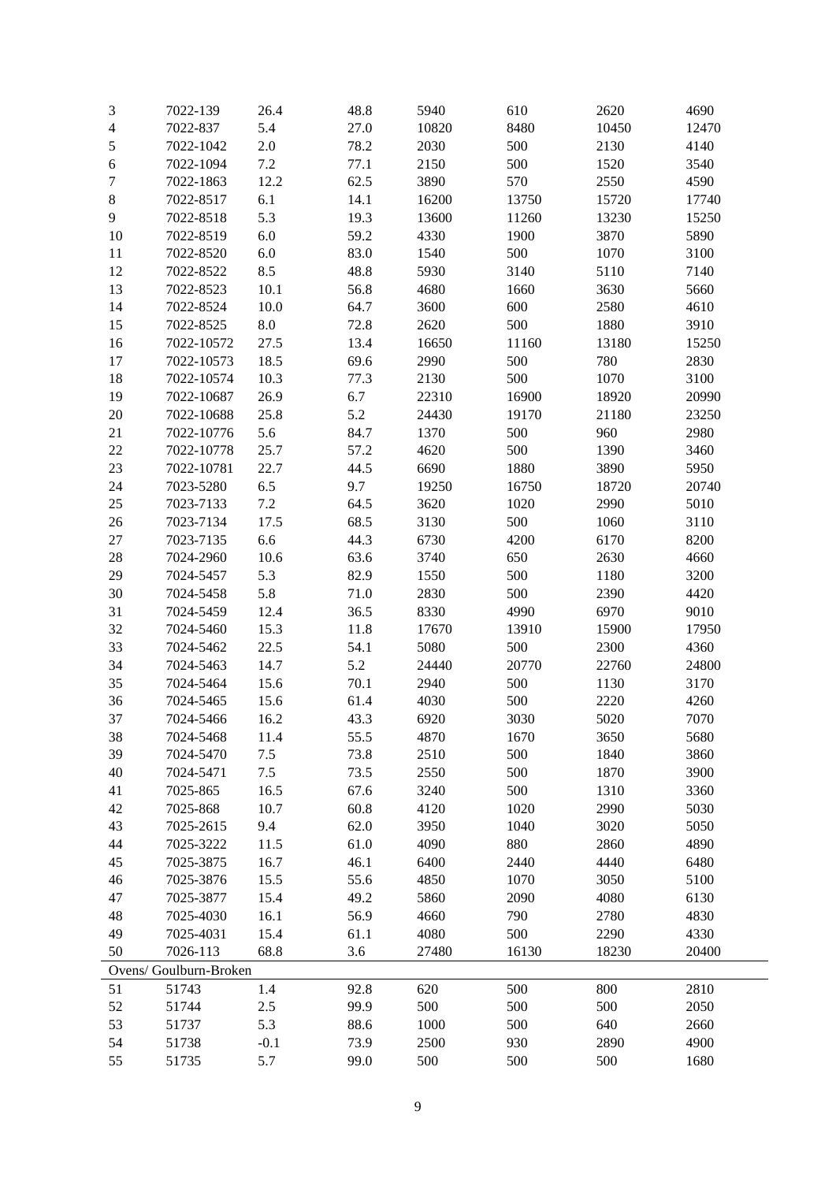| | | | | | | | |
|---|---|---|---|---|---|---|---|
| 3 | 7022-139 | 26.4 | 48.8 | 5940 | 610 | 2620 | 4690 |
| 4 | 7022-837 | 5.4 | 27.0 | 10820 | 8480 | 10450 | 12470 |
| 5 | 7022-1042 | 2.0 | 78.2 | 2030 | 500 | 2130 | 4140 |
| 6 | 7022-1094 | 7.2 | 77.1 | 2150 | 500 | 1520 | 3540 |
| 7 | 7022-1863 | 12.2 | 62.5 | 3890 | 570 | 2550 | 4590 |
| 8 | 7022-8517 | 6.1 | 14.1 | 16200 | 13750 | 15720 | 17740 |
| 9 | 7022-8518 | 5.3 | 19.3 | 13600 | 11260 | 13230 | 15250 |
| 10 | 7022-8519 | 6.0 | 59.2 | 4330 | 1900 | 3870 | 5890 |
| 11 | 7022-8520 | 6.0 | 83.0 | 1540 | 500 | 1070 | 3100 |
| 12 | 7022-8522 | 8.5 | 48.8 | 5930 | 3140 | 5110 | 7140 |
| 13 | 7022-8523 | 10.1 | 56.8 | 4680 | 1660 | 3630 | 5660 |
| 14 | 7022-8524 | 10.0 | 64.7 | 3600 | 600 | 2580 | 4610 |
| 15 | 7022-8525 | 8.0 | 72.8 | 2620 | 500 | 1880 | 3910 |
| 16 | 7022-10572 | 27.5 | 13.4 | 16650 | 11160 | 13180 | 15250 |
| 17 | 7022-10573 | 18.5 | 69.6 | 2990 | 500 | 780 | 2830 |
| 18 | 7022-10574 | 10.3 | 77.3 | 2130 | 500 | 1070 | 3100 |
| 19 | 7022-10687 | 26.9 | 6.7 | 22310 | 16900 | 18920 | 20990 |
| 20 | 7022-10688 | 25.8 | 5.2 | 24430 | 19170 | 21180 | 23250 |
| 21 | 7022-10776 | 5.6 | 84.7 | 1370 | 500 | 960 | 2980 |
| 22 | 7022-10778 | 25.7 | 57.2 | 4620 | 500 | 1390 | 3460 |
| 23 | 7022-10781 | 22.7 | 44.5 | 6690 | 1880 | 3890 | 5950 |
| 24 | 7023-5280 | 6.5 | 9.7 | 19250 | 16750 | 18720 | 20740 |
| 25 | 7023-7133 | 7.2 | 64.5 | 3620 | 1020 | 2990 | 5010 |
| 26 | 7023-7134 | 17.5 | 68.5 | 3130 | 500 | 1060 | 3110 |
| 27 | 7023-7135 | 6.6 | 44.3 | 6730 | 4200 | 6170 | 8200 |
| 28 | 7024-2960 | 10.6 | 63.6 | 3740 | 650 | 2630 | 4660 |
| 29 | 7024-5457 | 5.3 | 82.9 | 1550 | 500 | 1180 | 3200 |
| 30 | 7024-5458 | 5.8 | 71.0 | 2830 | 500 | 2390 | 4420 |
| 31 | 7024-5459 | 12.4 | 36.5 | 8330 | 4990 | 6970 | 9010 |
| 32 | 7024-5460 | 15.3 | 11.8 | 17670 | 13910 | 15900 | 17950 |
| 33 | 7024-5462 | 22.5 | 54.1 | 5080 | 500 | 2300 | 4360 |
| 34 | 7024-5463 | 14.7 | 5.2 | 24440 | 20770 | 22760 | 24800 |
| 35 | 7024-5464 | 15.6 | 70.1 | 2940 | 500 | 1130 | 3170 |
| 36 | 7024-5465 | 15.6 | 61.4 | 4030 | 500 | 2220 | 4260 |
| 37 | 7024-5466 | 16.2 | 43.3 | 6920 | 3030 | 5020 | 7070 |
| 38 | 7024-5468 | 11.4 | 55.5 | 4870 | 1670 | 3650 | 5680 |
| 39 | 7024-5470 | 7.5 | 73.8 | 2510 | 500 | 1840 | 3860 |
| 40 | 7024-5471 | 7.5 | 73.5 | 2550 | 500 | 1870 | 3900 |
| 41 | 7025-865 | 16.5 | 67.6 | 3240 | 500 | 1310 | 3360 |
| 42 | 7025-868 | 10.7 | 60.8 | 4120 | 1020 | 2990 | 5030 |
| 43 | 7025-2615 | 9.4 | 62.0 | 3950 | 1040 | 3020 | 5050 |
| 44 | 7025-3222 | 11.5 | 61.0 | 4090 | 880 | 2860 | 4890 |
| 45 | 7025-3875 | 16.7 | 46.1 | 6400 | 2440 | 4440 | 6480 |
| 46 | 7025-3876 | 15.5 | 55.6 | 4850 | 1070 | 3050 | 5100 |
| 47 | 7025-3877 | 15.4 | 49.2 | 5860 | 2090 | 4080 | 6130 |
| 48 | 7025-4030 | 16.1 | 56.9 | 4660 | 790 | 2780 | 4830 |
| 49 | 7025-4031 | 15.4 | 61.1 | 4080 | 500 | 2290 | 4330 |
| 50 | 7026-113 | 68.8 | 3.6 | 27480 | 16130 | 18230 | 20400 |
| Ovens/ Goulburn-Broken | | | | | | | |
| 51 | 51743 | 1.4 | 92.8 | 620 | 500 | 800 | 2810 |
| 52 | 51744 | 2.5 | 99.9 | 500 | 500 | 500 | 2050 |
| 53 | 51737 | 5.3 | 88.6 | 1000 | 500 | 640 | 2660 |
| 54 | 51738 | -0.1 | 73.9 | 2500 | 930 | 2890 | 4900 |
| 55 | 51735 | 5.7 | 99.0 | 500 | 500 | 500 | 1680 |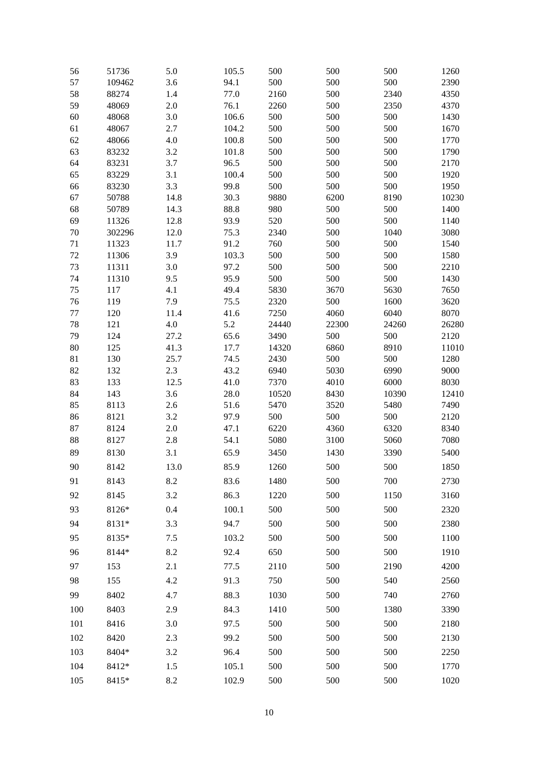| | | | | | | | |
|---|---|---|---|---|---|---|---|
| 56 | 51736 | 5.0 | 105.5 | 500 | 500 | 500 | 1260 |
| 57 | 109462 | 3.6 | 94.1 | 500 | 500 | 500 | 2390 |
| 58 | 88274 | 1.4 | 77.0 | 2160 | 500 | 2340 | 4350 |
| 59 | 48069 | 2.0 | 76.1 | 2260 | 500 | 2350 | 4370 |
| 60 | 48068 | 3.0 | 106.6 | 500 | 500 | 500 | 1430 |
| 61 | 48067 | 2.7 | 104.2 | 500 | 500 | 500 | 1670 |
| 62 | 48066 | 4.0 | 100.8 | 500 | 500 | 500 | 1770 |
| 63 | 83232 | 3.2 | 101.8 | 500 | 500 | 500 | 1790 |
| 64 | 83231 | 3.7 | 96.5 | 500 | 500 | 500 | 2170 |
| 65 | 83229 | 3.1 | 100.4 | 500 | 500 | 500 | 1920 |
| 66 | 83230 | 3.3 | 99.8 | 500 | 500 | 500 | 1950 |
| 67 | 50788 | 14.8 | 30.3 | 9880 | 6200 | 8190 | 10230 |
| 68 | 50789 | 14.3 | 88.8 | 980 | 500 | 500 | 1400 |
| 69 | 11326 | 12.8 | 93.9 | 520 | 500 | 500 | 1140 |
| 70 | 302296 | 12.0 | 75.3 | 2340 | 500 | 1040 | 3080 |
| 71 | 11323 | 11.7 | 91.2 | 760 | 500 | 500 | 1540 |
| 72 | 11306 | 3.9 | 103.3 | 500 | 500 | 500 | 1580 |
| 73 | 11311 | 3.0 | 97.2 | 500 | 500 | 500 | 2210 |
| 74 | 11310 | 9.5 | 95.9 | 500 | 500 | 500 | 1430 |
| 75 | 117 | 4.1 | 49.4 | 5830 | 3670 | 5630 | 7650 |
| 76 | 119 | 7.9 | 75.5 | 2320 | 500 | 1600 | 3620 |
| 77 | 120 | 11.4 | 41.6 | 7250 | 4060 | 6040 | 8070 |
| 78 | 121 | 4.0 | 5.2 | 24440 | 22300 | 24260 | 26280 |
| 79 | 124 | 27.2 | 65.6 | 3490 | 500 | 500 | 2120 |
| 80 | 125 | 41.3 | 17.7 | 14320 | 6860 | 8910 | 11010 |
| 81 | 130 | 25.7 | 74.5 | 2430 | 500 | 500 | 1280 |
| 82 | 132 | 2.3 | 43.2 | 6940 | 5030 | 6990 | 9000 |
| 83 | 133 | 12.5 | 41.0 | 7370 | 4010 | 6000 | 8030 |
| 84 | 143 | 3.6 | 28.0 | 10520 | 8430 | 10390 | 12410 |
| 85 | 8113 | 2.6 | 51.6 | 5470 | 3520 | 5480 | 7490 |
| 86 | 8121 | 3.2 | 97.9 | 500 | 500 | 500 | 2120 |
| 87 | 8124 | 2.0 | 47.1 | 6220 | 4360 | 6320 | 8340 |
| 88 | 8127 | 2.8 | 54.1 | 5080 | 3100 | 5060 | 7080 |
| 89 | 8130 | 3.1 | 65.9 | 3450 | 1430 | 3390 | 5400 |
| 90 | 8142 | 13.0 | 85.9 | 1260 | 500 | 500 | 1850 |
| 91 | 8143 | 8.2 | 83.6 | 1480 | 500 | 700 | 2730 |
| 92 | 8145 | 3.2 | 86.3 | 1220 | 500 | 1150 | 3160 |
| 93 | 8126* | 0.4 | 100.1 | 500 | 500 | 500 | 2320 |
| 94 | 8131* | 3.3 | 94.7 | 500 | 500 | 500 | 2380 |
| 95 | 8135* | 7.5 | 103.2 | 500 | 500 | 500 | 1100 |
| 96 | 8144* | 8.2 | 92.4 | 650 | 500 | 500 | 1910 |
| 97 | 153 | 2.1 | 77.5 | 2110 | 500 | 2190 | 4200 |
| 98 | 155 | 4.2 | 91.3 | 750 | 500 | 540 | 2560 |
| 99 | 8402 | 4.7 | 88.3 | 1030 | 500 | 740 | 2760 |
| 100 | 8403 | 2.9 | 84.3 | 1410 | 500 | 1380 | 3390 |
| 101 | 8416 | 3.0 | 97.5 | 500 | 500 | 500 | 2180 |
| 102 | 8420 | 2.3 | 99.2 | 500 | 500 | 500 | 2130 |
| 103 | 8404* | 3.2 | 96.4 | 500 | 500 | 500 | 2250 |
| 104 | 8412* | 1.5 | 105.1 | 500 | 500 | 500 | 1770 |
| 105 | 8415* | 8.2 | 102.9 | 500 | 500 | 500 | 1020 |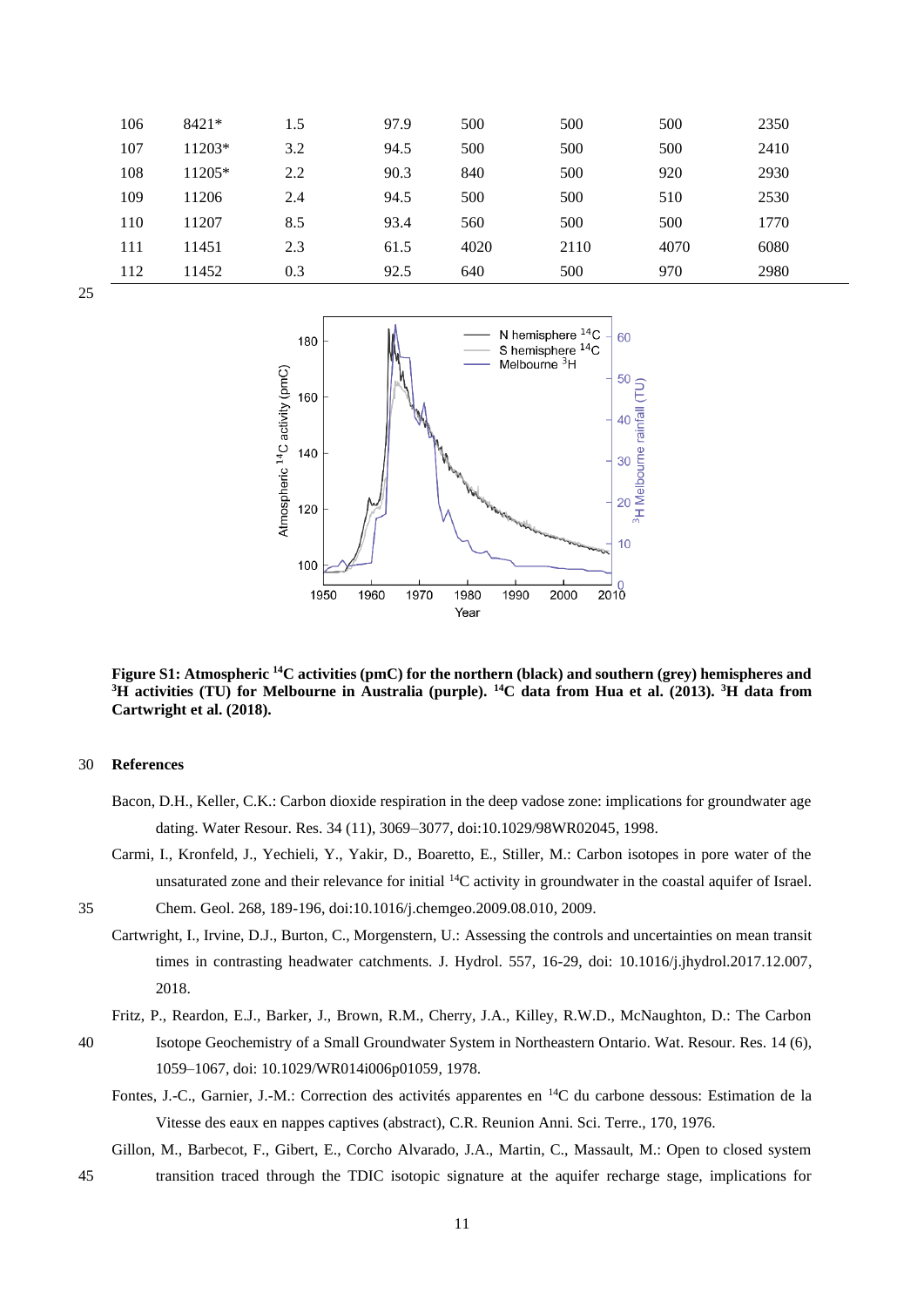| 106 | 8421* | 1.5 | 97.9 | 500 | 500 | 500 | 2350 |
|---|---|---|---|---|---|---|---|
| 107 | 11203* | 3.2 | 94.5 | 500 | 500 | 500 | 2410 |
| 108 | 11205* | 2.2 | 90.3 | 840 | 500 | 920 | 2930 |
| 109 | 11206 | 2.4 | 94.5 | 500 | 500 | 510 | 2530 |
| 110 | 11207 | 8.5 | 93.4 | 560 | 500 | 500 | 1770 |
| 111 | 11451 | 2.3 | 61.5 | 4020 | 2110 | 4070 | 6080 |
| 112 | 11452 | 0.3 | 92.5 | 640 | 500 | 970 | 2980 |

**Figure S1: Atmospheric $^{14}$C activities (pmC) for the northern (black) and southern (grey) hemispheres and $^{3}$H activities (TU) for Melbourne in Australia (purple). $^{14}$C data from Hua et al. (2013). $^{3}$H data from Cartwright et al. (2018).**

## References

Bacon, D.H., Keller, C.K.: Carbon dioxide respiration in the deep vadose zone: implications for groundwater age dating. Water Resour. Res. 34 (11), 3069–3077, doi:10.1029/98WR02045, 1998.

Carmi, I., Kronfeld, J., Yechieli, Y., Yakir, D., Boaretto, E., Stiller, M.: Carbon isotopes in pore water of the unsaturated zone and their relevance for initial $^{14}$C activity in groundwater in the coastal aquifer of Israel. Chem. Geol. 268, 189-196, doi:10.1016/j.chemgeo.2009.08.010, 2009.

Cartwright, I., Irvine, D.J., Burton, C., Morgenstern, U.: Assessing the controls and uncertainties on mean transit times in contrasting headwater catchments. J. Hydrol. 557, 16-29, doi: 10.1016/j.jhydrol.2017.12.007, 2018.

Fritz, P., Reardon, E.J., Barker, J., Brown, R.M., Cherry, J.A., Killey, R.W.D., McNaughton, D.: The Carbon Isotope Geochemistry of a Small Groundwater System in Northeastern Ontario. Wat. Resour. Res. 14 (6), 1059–1067, doi: 10.1029/WR014i006p01059, 1978.

Fontes, J.-C., Garnier, J.-M.: Correction des activités apparentes en $^{14}$C du carbone dessous: Estimation de la Vitesse des eaux en nappes captives (abstract), C.R. Reunion Anni. Sci. Terre., 170, 1976.

Gillon, M., Barbecot, F., Gibert, E., Corcho Alvarado, J.A., Martin, C., Massault, M.: Open to closed system transition traced through the TDIC isotopic signature at the aquifer recharge stage, implications for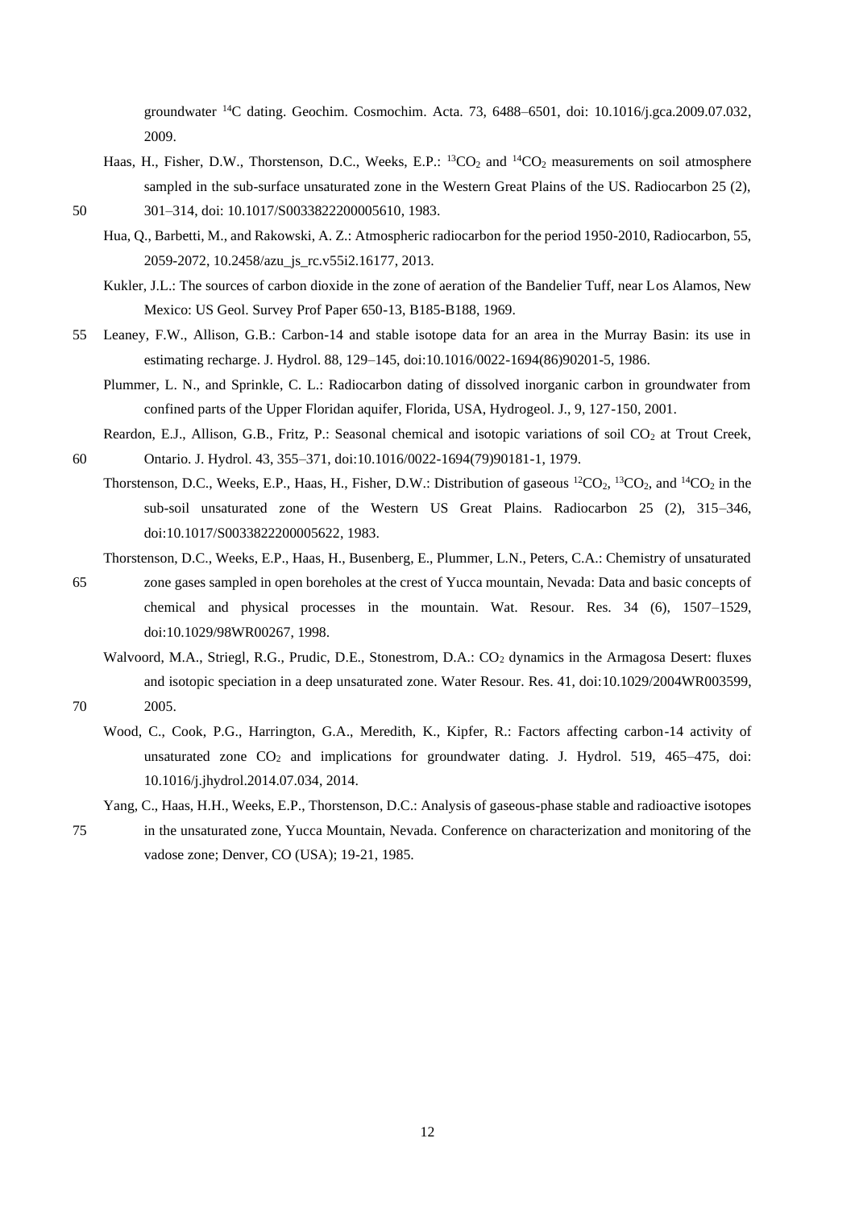groundwater $^{14}C$ dating. Geochim. Cosmochim. Acta. 73, 6488–6501, doi: 10.1016/j.gca.2009.07.032, 2009.

Haas, H., Fisher, D.W., Thorstenson, D.C., Weeks, E.P.: $^{13}CO_2$ and $^{14}CO_2$ measurements on soil atmosphere sampled in the sub-surface unsaturated zone in the Western Great Plains of the US. Radiocarbon 25 (2), 301–314, doi: 10.1017/S0033822200005610, 1983.

Hua, Q., Barbetti, M., and Rakowski, A. Z.: Atmospheric radiocarbon for the period 1950-2010, Radiocarbon, 55, 2059-2072, 10.2458/azu_js_rc.v55i2.16177, 2013.

Kukler, J.L.: The sources of carbon dioxide in the zone of aeration of the Bandelier Tuff, near Los Alamos, New Mexico: US Geol. Survey Prof Paper 650-13, B185-B188, 1969.

Leaney, F.W., Allison, G.B.: Carbon-14 and stable isotope data for an area in the Murray Basin: its use in estimating recharge. J. Hydrol. 88, 129–145, doi:10.1016/0022-1694(86)90201-5, 1986.

Plummer, L. N., and Sprinkle, C. L.: Radiocarbon dating of dissolved inorganic carbon in groundwater from confined parts of the Upper Floridan aquifer, Florida, USA, Hydrogeol. J., 9, 127-150, 2001.

Reardon, E.J., Allison, G.B., Fritz, P.: Seasonal chemical and isotopic variations of soil $CO_2$ at Trout Creek, Ontario. J. Hydrol. 43, 355–371, doi:10.1016/0022-1694(79)90181-1, 1979.

Thorstenson, D.C., Weeks, E.P., Haas, H., Fisher, D.W.: Distribution of gaseous $^{12}CO_2$, $^{13}CO_2$, and $^{14}CO_2$ in the sub-soil unsaturated zone of the Western US Great Plains. Radiocarbon 25 (2), 315–346, doi:10.1017/S0033822200005622, 1983.

Thorstenson, D.C., Weeks, E.P., Haas, H., Busenberg, E., Plummer, L.N., Peters, C.A.: Chemistry of unsaturated zone gases sampled in open boreholes at the crest of Yucca mountain, Nevada: Data and basic concepts of chemical and physical processes in the mountain. Wat. Resour. Res. 34 (6), 1507–1529, doi:10.1029/98WR00267, 1998.

Walvoord, M.A., Striegl, R.G., Prudic, D.E., Stonestrom, D.A.: $CO_2$ dynamics in the Armagosa Desert: fluxes and isotopic speciation in a deep unsaturated zone. Water Resour. Res. 41, doi:10.1029/2004WR003599, 2005.

Wood, C., Cook, P.G., Harrington, G.A., Meredith, K., Kipfer, R.: Factors affecting carbon-14 activity of unsaturated zone $CO_2$ and implications for groundwater dating. J. Hydrol. 519, 465–475, doi: 10.1016/j.jhydrol.2014.07.034, 2014.

Yang, C., Haas, H.H., Weeks, E.P., Thorstenson, D.C.: Analysis of gaseous-phase stable and radioactive isotopes in the unsaturated zone, Yucca Mountain, Nevada. Conference on characterization and monitoring of the vadose zone; Denver, CO (USA); 19-21, 1985.